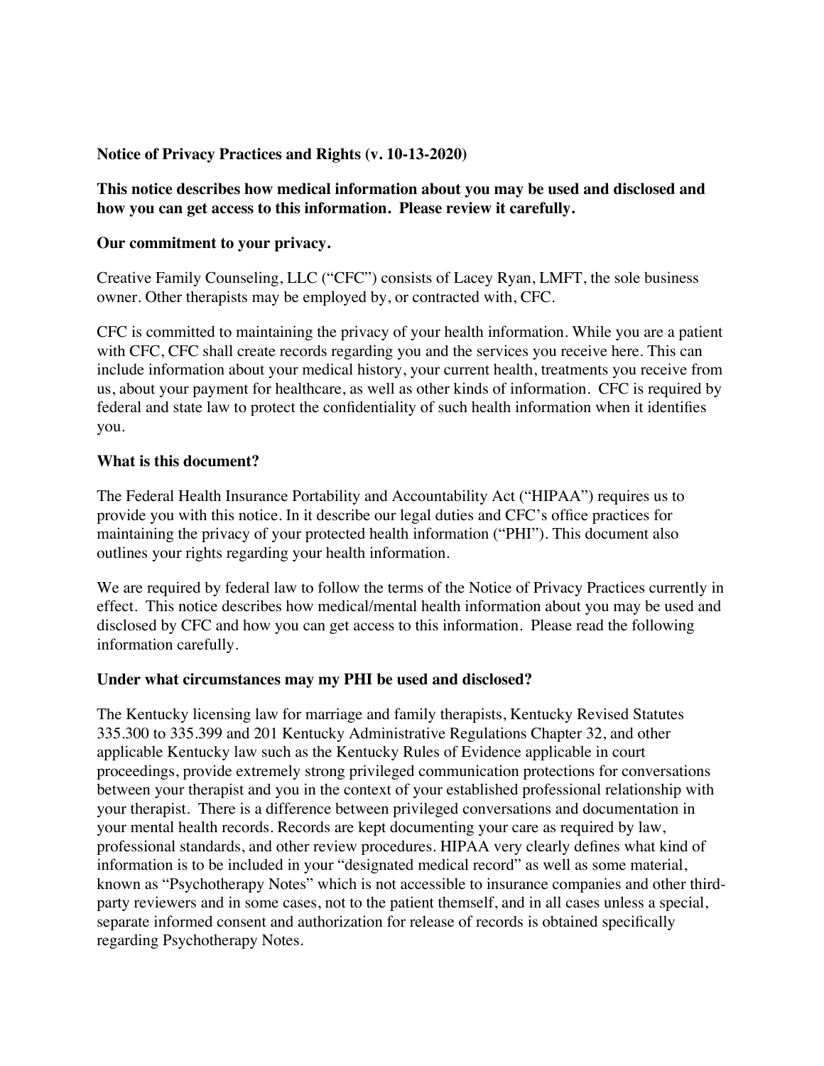**Notice of Privacy Practices and Rights (v. 10-13-2020)**

**This notice describes how medical information about you may be used and disclosed and how you can get access to this information. Please review it carefully.**

**Our commitment to your privacy.**

Creative Family Counseling, LLC ("CFC") consists of Lacey Ryan, LMFT, the sole business owner. Other therapists may be employed by, or contracted with, CFC.

CFC is committed to maintaining the privacy of your health information. While you are a patient with CFC, CFC shall create records regarding you and the services you receive here. This can include information about your medical history, your current health, treatments you receive from us, about your payment for healthcare, as well as other kinds of information. CFC is required by federal and state law to protect the confidentiality of such health information when it identifies you.

**What is this document?**

The Federal Health Insurance Portability and Accountability Act ("HIPAA") requires us to provide you with this notice. In it describe our legal duties and CFC's office practices for maintaining the privacy of your protected health information ("PHI"). This document also outlines your rights regarding your health information.

We are required by federal law to follow the terms of the Notice of Privacy Practices currently in effect. This notice describes how medical/mental health information about you may be used and disclosed by CFC and how you can get access to this information. Please read the following information carefully.

**Under what circumstances may my PHI be used and disclosed?**

The Kentucky licensing law for marriage and family therapists, Kentucky Revised Statutes 335.300 to 335.399 and 201 Kentucky Administrative Regulations Chapter 32, and other applicable Kentucky law such as the Kentucky Rules of Evidence applicable in court proceedings, provide extremely strong privileged communication protections for conversations between your therapist and you in the context of your established professional relationship with your therapist. There is a difference between privileged conversations and documentation in your mental health records. Records are kept documenting your care as required by law, professional standards, and other review procedures. HIPAA very clearly defines what kind of information is to be included in your "designated medical record" as well as some material, known as "Psychotherapy Notes" which is not accessible to insurance companies and other third-party reviewers and in some cases, not to the patient themself, and in all cases unless a special, separate informed consent and authorization for release of records is obtained specifically regarding Psychotherapy Notes.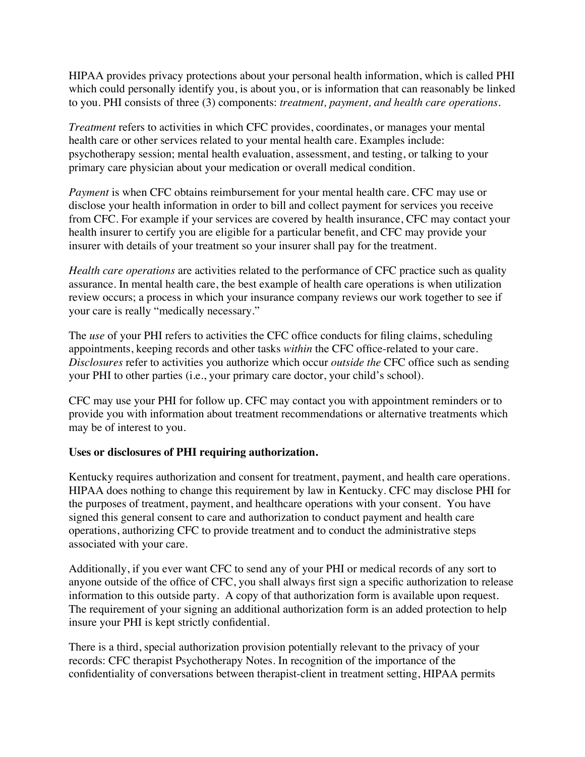HIPAA provides privacy protections about your personal health information, which is called PHI which could personally identify you, is about you, or is information that can reasonably be linked to you. PHI consists of three (3) components: *treatment, payment, and health care operations*.

*Treatment* refers to activities in which CFC provides, coordinates, or manages your mental health care or other services related to your mental health care. Examples include: psychotherapy session; mental health evaluation, assessment, and testing, or talking to your primary care physician about your medication or overall medical condition.

*Payment* is when CFC obtains reimbursement for your mental health care. CFC may use or disclose your health information in order to bill and collect payment for services you receive from CFC. For example if your services are covered by health insurance, CFC may contact your health insurer to certify you are eligible for a particular benefit, and CFC may provide your insurer with details of your treatment so your insurer shall pay for the treatment.

*Health care operations* are activities related to the performance of CFC practice such as quality assurance. In mental health care, the best example of health care operations is when utilization review occurs; a process in which your insurance company reviews our work together to see if your care is really "medically necessary."

The *use* of your PHI refers to activities the CFC office conducts for filing claims, scheduling appointments, keeping records and other tasks *within* the CFC office-related to your care. *Disclosures* refer to activities you authorize which occur *outside the* CFC office such as sending your PHI to other parties (i.e., your primary care doctor, your child's school).

CFC may use your PHI for follow up. CFC may contact you with appointment reminders or to provide you with information about treatment recommendations or alternative treatments which may be of interest to you.

**Uses or disclosures of PHI requiring authorization.**

Kentucky requires authorization and consent for treatment, payment, and health care operations. HIPAA does nothing to change this requirement by law in Kentucky. CFC may disclose PHI for the purposes of treatment, payment, and healthcare operations with your consent. You have signed this general consent to care and authorization to conduct payment and health care operations, authorizing CFC to provide treatment and to conduct the administrative steps associated with your care.

Additionally, if you ever want CFC to send any of your PHI or medical records of any sort to anyone outside of the office of CFC, you shall always first sign a specific authorization to release information to this outside party. A copy of that authorization form is available upon request. The requirement of your signing an additional authorization form is an added protection to help insure your PHI is kept strictly confidential.

There is a third, special authorization provision potentially relevant to the privacy of your records: CFC therapist Psychotherapy Notes. In recognition of the importance of the confidentiality of conversations between therapist-client in treatment setting, HIPAA permits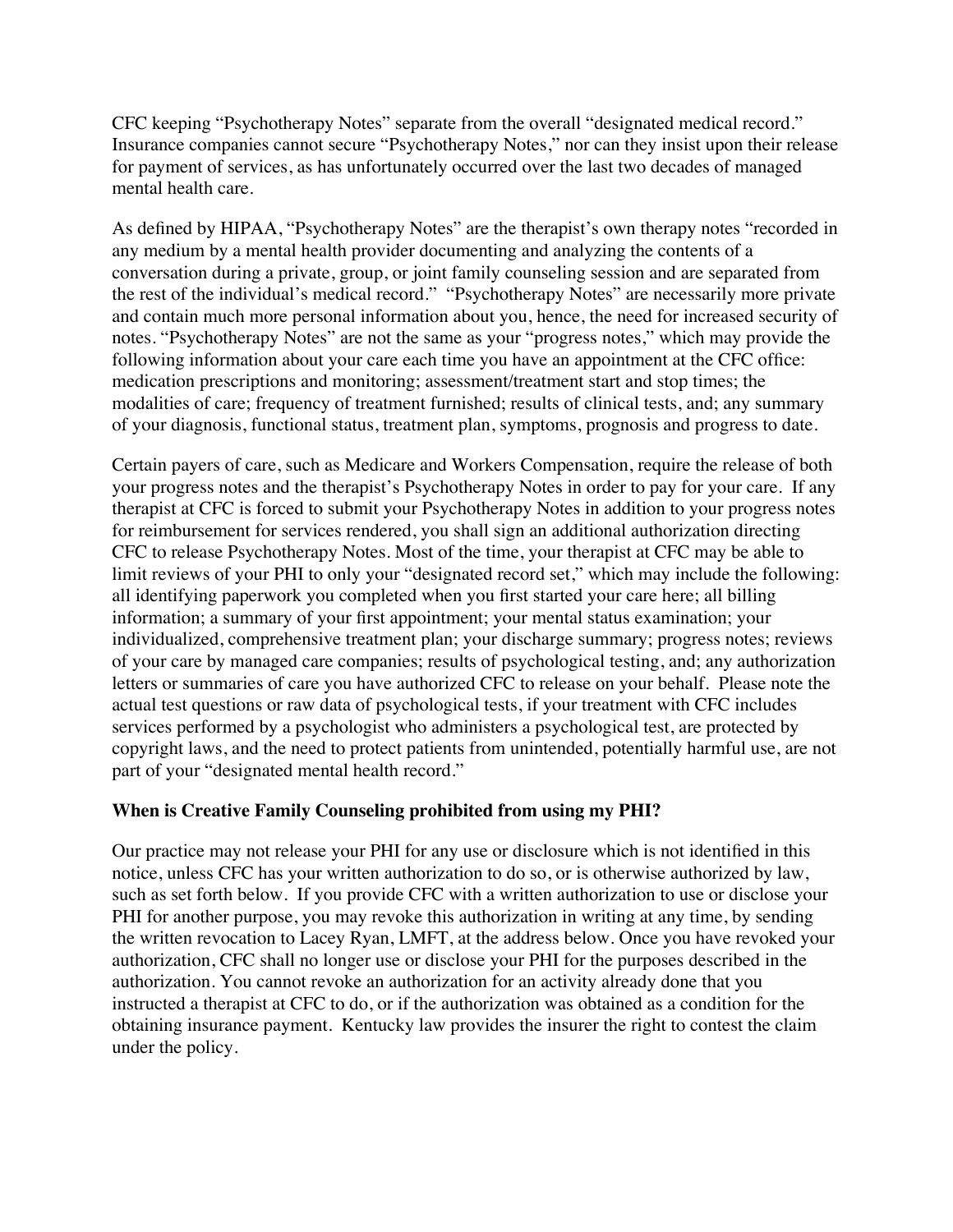CFC keeping "Psychotherapy Notes" separate from the overall "designated medical record." Insurance companies cannot secure "Psychotherapy Notes," nor can they insist upon their release for payment of services, as has unfortunately occurred over the last two decades of managed mental health care.

As defined by HIPAA, "Psychotherapy Notes" are the therapist's own therapy notes "recorded in any medium by a mental health provider documenting and analyzing the contents of a conversation during a private, group, or joint family counseling session and are separated from the rest of the individual's medical record." "Psychotherapy Notes" are necessarily more private and contain much more personal information about you, hence, the need for increased security of notes. "Psychotherapy Notes" are not the same as your "progress notes," which may provide the following information about your care each time you have an appointment at the CFC office: medication prescriptions and monitoring; assessment/treatment start and stop times; the modalities of care; frequency of treatment furnished; results of clinical tests, and; any summary of your diagnosis, functional status, treatment plan, symptoms, prognosis and progress to date.

Certain payers of care, such as Medicare and Workers Compensation, require the release of both your progress notes and the therapist's Psychotherapy Notes in order to pay for your care. If any therapist at CFC is forced to submit your Psychotherapy Notes in addition to your progress notes for reimbursement for services rendered, you shall sign an additional authorization directing CFC to release Psychotherapy Notes. Most of the time, your therapist at CFC may be able to limit reviews of your PHI to only your "designated record set," which may include the following: all identifying paperwork you completed when you first started your care here; all billing information; a summary of your first appointment; your mental status examination; your individualized, comprehensive treatment plan; your discharge summary; progress notes; reviews of your care by managed care companies; results of psychological testing, and; any authorization letters or summaries of care you have authorized CFC to release on your behalf. Please note the actual test questions or raw data of psychological tests, if your treatment with CFC includes services performed by a psychologist who administers a psychological test, are protected by copyright laws, and the need to protect patients from unintended, potentially harmful use, are not part of your "designated mental health record."

**When is Creative Family Counseling prohibited from using my PHI?**

Our practice may not release your PHI for any use or disclosure which is not identified in this notice, unless CFC has your written authorization to do so, or is otherwise authorized by law, such as set forth below. If you provide CFC with a written authorization to use or disclose your PHI for another purpose, you may revoke this authorization in writing at any time, by sending the written revocation to Lacey Ryan, LMFT, at the address below. Once you have revoked your authorization, CFC shall no longer use or disclose your PHI for the purposes described in the authorization. You cannot revoke an authorization for an activity already done that you instructed a therapist at CFC to do, or if the authorization was obtained as a condition for the obtaining insurance payment. Kentucky law provides the insurer the right to contest the claim under the policy.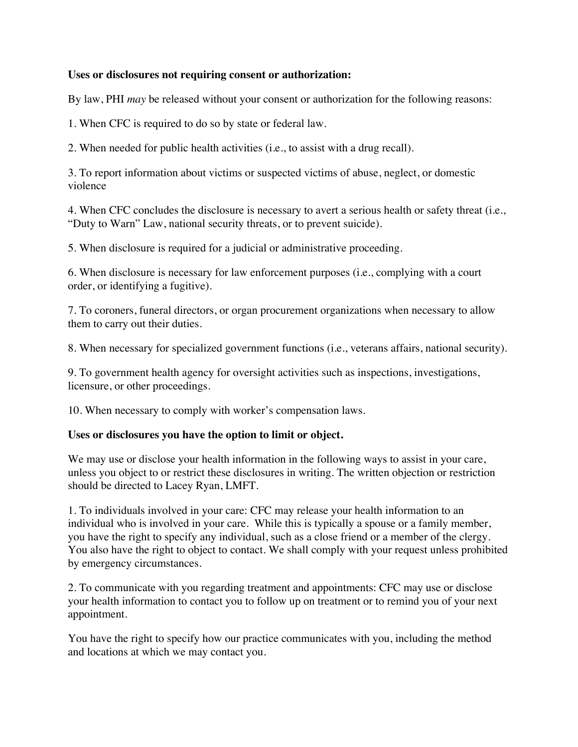**Uses or disclosures not requiring consent or authorization:**

By law, PHI *may* be released without your consent or authorization for the following reasons:

1. When CFC is required to do so by state or federal law.

2. When needed for public health activities (i.e., to assist with a drug recall).

3. To report information about victims or suspected victims of abuse, neglect, or domestic violence

4. When CFC concludes the disclosure is necessary to avert a serious health or safety threat (i.e., "Duty to Warn" Law, national security threats, or to prevent suicide).

5. When disclosure is required for a judicial or administrative proceeding.

6. When disclosure is necessary for law enforcement purposes (i.e., complying with a court order, or identifying a fugitive).

7. To coroners, funeral directors, or organ procurement organizations when necessary to allow them to carry out their duties.

8. When necessary for specialized government functions (i.e., veterans affairs, national security).

9. To government health agency for oversight activities such as inspections, investigations, licensure, or other proceedings.

10. When necessary to comply with worker's compensation laws.

**Uses or disclosures you have the option to limit or object.**

We may use or disclose your health information in the following ways to assist in your care, unless you object to or restrict these disclosures in writing. The written objection or restriction should be directed to Lacey Ryan, LMFT.

1. To individuals involved in your care: CFC may release your health information to an individual who is involved in your care. While this is typically a spouse or a family member, you have the right to specify any individual, such as a close friend or a member of the clergy. You also have the right to object to contact. We shall comply with your request unless prohibited by emergency circumstances.

2. To communicate with you regarding treatment and appointments: CFC may use or disclose your health information to contact you to follow up on treatment or to remind you of your next appointment.

You have the right to specify how our practice communicates with you, including the method and locations at which we may contact you.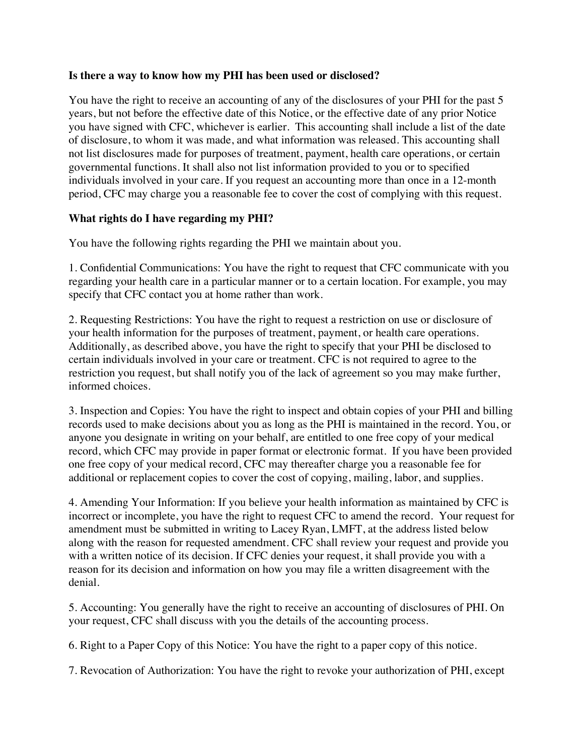**Is there a way to know how my PHI has been used or disclosed?**

You have the right to receive an accounting of any of the disclosures of your PHI for the past 5 years, but not before the effective date of this Notice, or the effective date of any prior Notice you have signed with CFC, whichever is earlier. This accounting shall include a list of the date of disclosure, to whom it was made, and what information was released. This accounting shall not list disclosures made for purposes of treatment, payment, health care operations, or certain governmental functions. It shall also not list information provided to you or to specified individuals involved in your care. If you request an accounting more than once in a 12-month period, CFC may charge you a reasonable fee to cover the cost of complying with this request.

**What rights do I have regarding my PHI?**

You have the following rights regarding the PHI we maintain about you.

1. Confidential Communications: You have the right to request that CFC communicate with you regarding your health care in a particular manner or to a certain location. For example, you may specify that CFC contact you at home rather than work.

2. Requesting Restrictions: You have the right to request a restriction on use or disclosure of your health information for the purposes of treatment, payment, or health care operations. Additionally, as described above, you have the right to specify that your PHI be disclosed to certain individuals involved in your care or treatment. CFC is not required to agree to the restriction you request, but shall notify you of the lack of agreement so you may make further, informed choices.

3. Inspection and Copies: You have the right to inspect and obtain copies of your PHI and billing records used to make decisions about you as long as the PHI is maintained in the record. You, or anyone you designate in writing on your behalf, are entitled to one free copy of your medical record, which CFC may provide in paper format or electronic format. If you have been provided one free copy of your medical record, CFC may thereafter charge you a reasonable fee for additional or replacement copies to cover the cost of copying, mailing, labor, and supplies.

4. Amending Your Information: If you believe your health information as maintained by CFC is incorrect or incomplete, you have the right to request CFC to amend the record. Your request for amendment must be submitted in writing to Lacey Ryan, LMFT, at the address listed below along with the reason for requested amendment. CFC shall review your request and provide you with a written notice of its decision. If CFC denies your request, it shall provide you with a reason for its decision and information on how you may file a written disagreement with the denial.

5. Accounting: You generally have the right to receive an accounting of disclosures of PHI. On your request, CFC shall discuss with you the details of the accounting process.

6. Right to a Paper Copy of this Notice: You have the right to a paper copy of this notice.

7. Revocation of Authorization: You have the right to revoke your authorization of PHI, except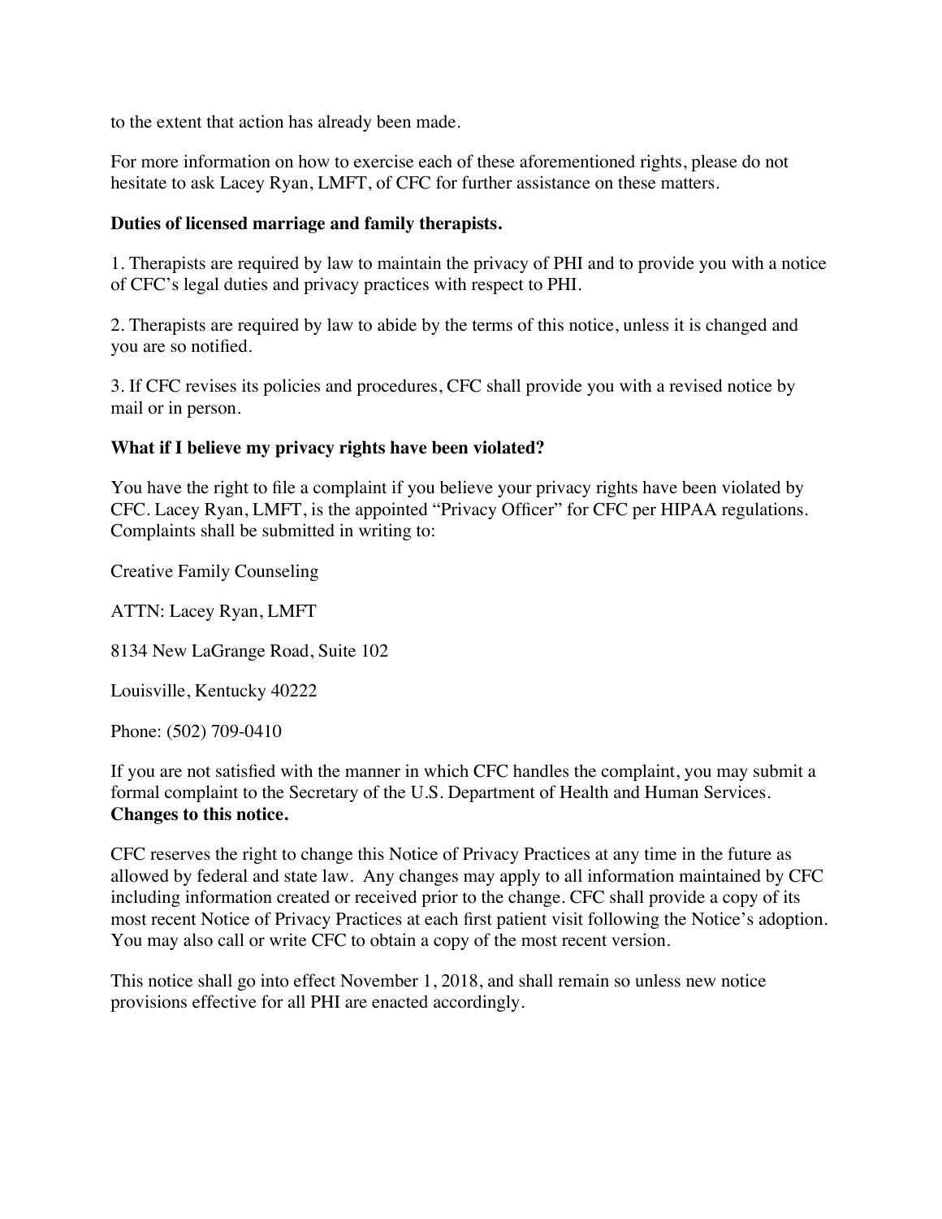to the extent that action has already been made.

For more information on how to exercise each of these aforementioned rights, please do not hesitate to ask Lacey Ryan, LMFT, of CFC for further assistance on these matters.

**Duties of licensed marriage and family therapists.**

1. Therapists are required by law to maintain the privacy of PHI and to provide you with a notice of CFC's legal duties and privacy practices with respect to PHI.

2. Therapists are required by law to abide by the terms of this notice, unless it is changed and you are so notified.

3. If CFC revises its policies and procedures, CFC shall provide you with a revised notice by mail or in person.

**What if I believe my privacy rights have been violated?**

You have the right to file a complaint if you believe your privacy rights have been violated by CFC. Lacey Ryan, LMFT, is the appointed "Privacy Officer" for CFC per HIPAA regulations. Complaints shall be submitted in writing to:

Creative Family Counseling

ATTN: Lacey Ryan, LMFT

8134 New LaGrange Road, Suite 102

Louisville, Kentucky 40222

Phone: (502) 709-0410

If you are not satisfied with the manner in which CFC handles the complaint, you may submit a formal complaint to the Secretary of the U.S. Department of Health and Human Services.

**Changes to this notice.**

CFC reserves the right to change this Notice of Privacy Practices at any time in the future as allowed by federal and state law. Any changes may apply to all information maintained by CFC including information created or received prior to the change. CFC shall provide a copy of its most recent Notice of Privacy Practices at each first patient visit following the Notice's adoption. You may also call or write CFC to obtain a copy of the most recent version.

This notice shall go into effect November 1, 2018, and shall remain so unless new notice provisions effective for all PHI are enacted accordingly.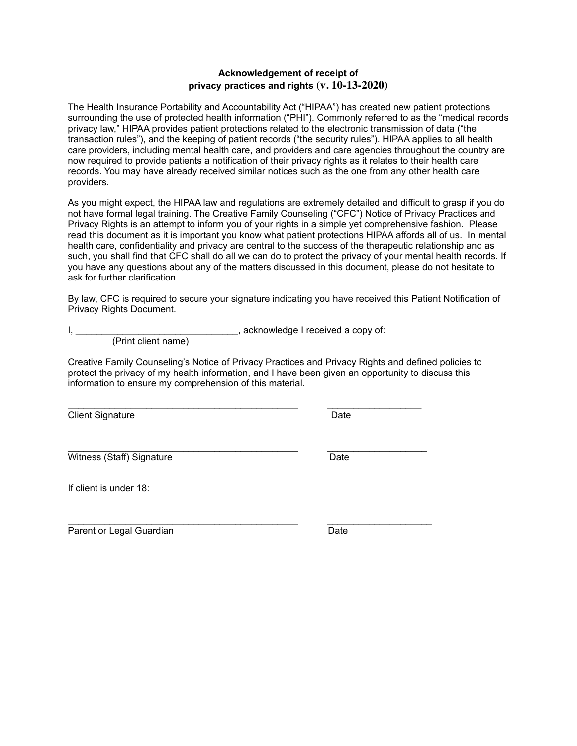**Acknowledgement of receipt of**
**privacy practices and rights (v. 10-13-2020)**

The Health Insurance Portability and Accountability Act ("HIPAA") has created new patient protections surrounding the use of protected health information ("PHI"). Commonly referred to as the "medical records privacy law," HIPAA provides patient protections related to the electronic transmission of data ("the transaction rules"), and the keeping of patient records ("the security rules"). HIPAA applies to all health care providers, including mental health care, and providers and care agencies throughout the country are now required to provide patients a notification of their privacy rights as it relates to their health care records. You may have already received similar notices such as the one from any other health care providers.

As you might expect, the HIPAA law and regulations are extremely detailed and difficult to grasp if you do not have formal legal training. The Creative Family Counseling ("CFC") Notice of Privacy Practices and Privacy Rights is an attempt to inform you of your rights in a simple yet comprehensive fashion. Please read this document as it is important you know what patient protections HIPAA affords all of us. In mental health care, confidentiality and privacy are central to the success of the therapeutic relationship and as such, you shall find that CFC shall do all we can to protect the privacy of your mental health records. If you have any questions about any of the matters discussed in this document, please do not hesitate to ask for further clarification.

By law, CFC is required to secure your signature indicating you have received this Patient Notification of Privacy Rights Document.

I, ______________________________, acknowledge I received a copy of:
(Print client name)

Creative Family Counseling's Notice of Privacy Practices and Privacy Rights and defined policies to protect the privacy of my health information, and I have been given an opportunity to discuss this information to ensure my comprehension of this material.

_____________________________________________ __________________
Client Signature Date

_____________________________________________ ___________________
Witness (Staff) Signature Date

If client is under 18:

_____________________________________________ ____________________
Parent or Legal Guardian Date